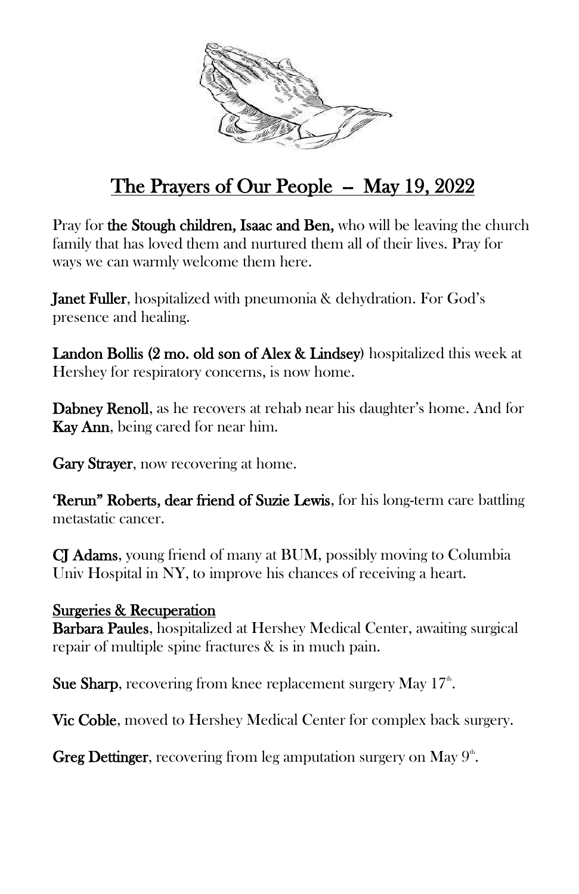# The Prayers of Our People – May 19, 2022

Pray for **the Stough children, Isaac and Ben,** who will be leaving the church family that has loved them and nurtured them all of their lives. Pray for ways we can warmly welcome them here.

**Janet Fuller**, hospitalized with pneumonia & dehydration. For God's presence and healing.

**Landon Bollis (2 mo. old son of Alex & Lindsey)** hospitalized this week at Hershey for respiratory concerns, is now home.

**Dabney Renoll**, as he recovers at rehab near his daughter's home. And for **Kay Ann**, being cared for near him.

**Gary Strayer**, now recovering at home.

**'Rerun" Roberts, dear friend of Suzie Lewis**, for his long-term care battling metastatic cancer.

**CJ Adams**, young friend of many at BUM, possibly moving to Columbia Univ Hospital in NY, to improve his chances of receiving a heart.

## Surgeries & Recuperation

**Barbara Paules**, hospitalized at Hershey Medical Center, awaiting surgical repair of multiple spine fractures & is in much pain.

**Sue Sharp**, recovering from knee replacement surgery May 17th.

**Vic Coble**, moved to Hershey Medical Center for complex back surgery.

**Greg Dettinger**, recovering from leg amputation surgery on May 9th.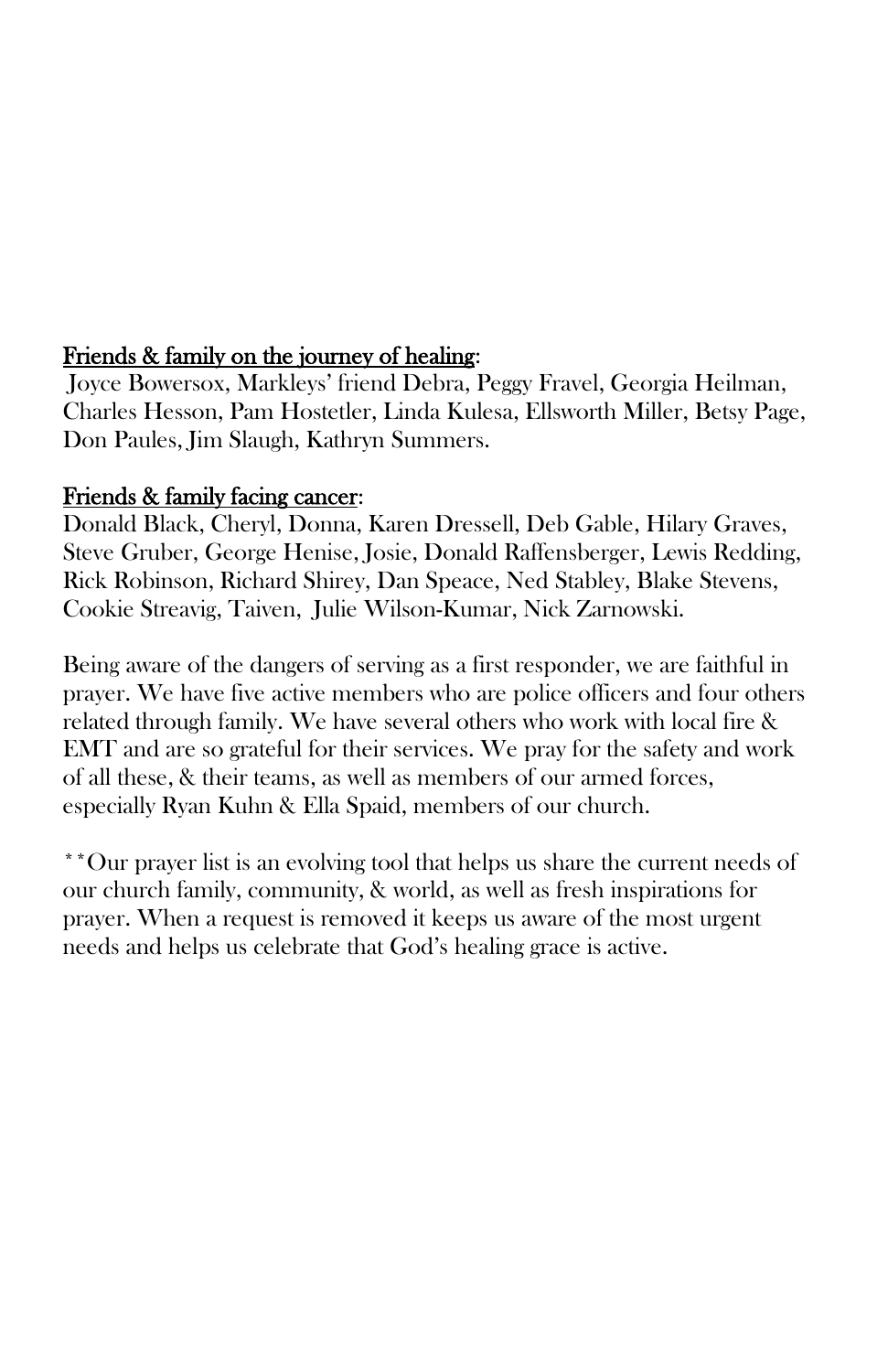<u>Friends & family on the journey of healing</u>:
Joyce Bowersox, Markleys' friend Debra, Peggy Fravel, Georgia Heilman, Charles Hesson, Pam Hostetler, Linda Kulesa, Ellsworth Miller, Betsy Page, Don Paules, Jim Slaugh, Kathryn Summers.

<u>Friends & family facing cancer</u>:
Donald Black, Cheryl, Donna, Karen Dressell, Deb Gable, Hilary Graves, Steve Gruber, George Henise, Josie, Donald Raffensberger, Lewis Redding, Rick Robinson, Richard Shirey, Dan Speace, Ned Stabley, Blake Stevens, Cookie Streavig, Taiven, Julie Wilson-Kumar, Nick Zarnowski.

Being aware of the dangers of serving as a first responder, we are faithful in prayer. We have five active members who are police officers and four others related through family. We have several others who work with local fire & EMT and are so grateful for their services. We pray for the safety and work of all these, & their teams, as well as members of our armed forces, especially Ryan Kuhn & Ella Spaid, members of our church.

**Our prayer list is an evolving tool that helps us share the current needs of our church family, community, & world, as well as fresh inspirations for prayer. When a request is removed it keeps us aware of the most urgent needs and helps us celebrate that God's healing grace is active.